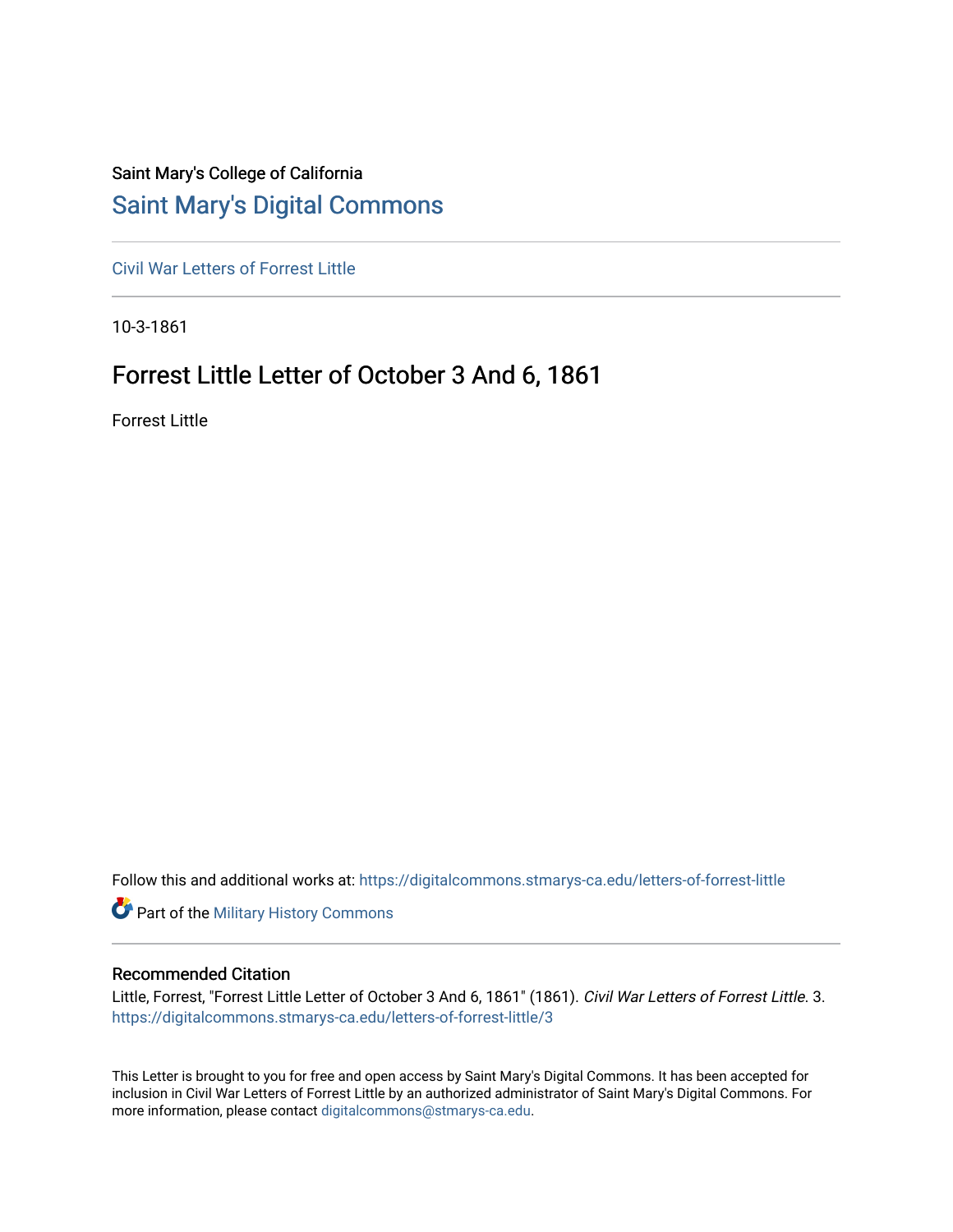Saint Mary's College of California

# Saint Mary's Digital Commons

Civil War Letters of Forrest Little

10-3-1861

## Forrest Little Letter of October 3 And 6, 1861

Forrest Little

Follow this and additional works at: https://digitalcommons.stmarys-ca.edu/letters-of-forrest-little

Part of the Military History Commons

### Recommended Citation

Little, Forrest, "Forrest Little Letter of October 3 And 6, 1861" (1861). *Civil War Letters of Forrest Little*. 3. https://digitalcommons.stmarys-ca.edu/letters-of-forrest-little/3

This Letter is brought to you for free and open access by Saint Mary's Digital Commons. It has been accepted for inclusion in Civil War Letters of Forrest Little by an authorized administrator of Saint Mary's Digital Commons. For more information, please contact digitalcommons@stmarys-ca.edu.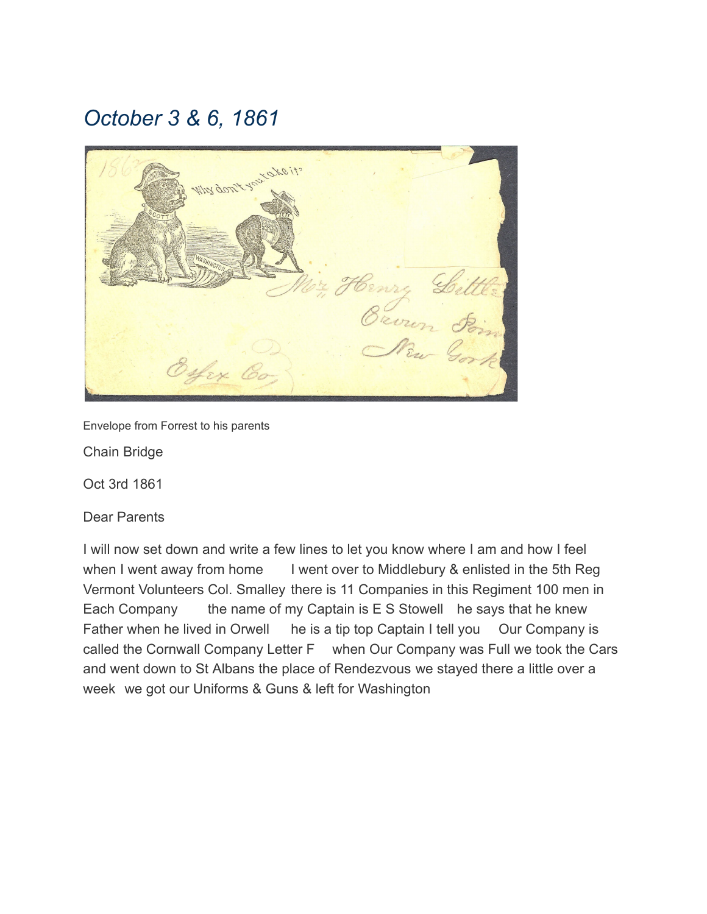# *October 3 & 6, 1861*

Envelope from Forrest to his parents

Chain Bridge

Oct 3rd 1861

Dear Parents

I will now set down and write a few lines to let you know where I am and how I feel when I went away from home  I went over to Middlebury & enlisted in the 5th Reg Vermont Volunteers Col. Smalley there is 11 Companies in this Regiment 100 men in Each Company  the name of my Captain is E S Stowell  he says that he knew Father when he lived in Orwell  he is a tip top Captain I tell you  Our Company is called the Cornwall Company Letter F  when Our Company was Full we took the Cars and went down to St Albans the place of Rendezvous we stayed there a little over a week  we got our Uniforms & Guns & left for Washington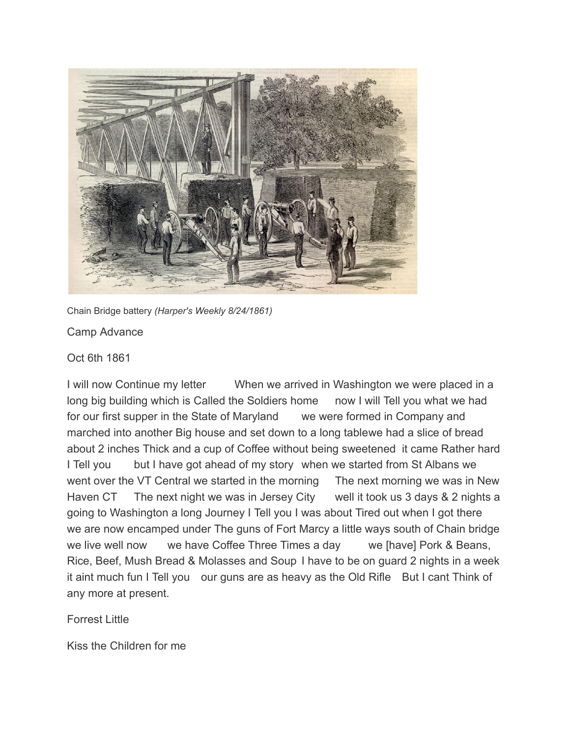Chain Bridge battery *(Harper's Weekly 8/24/1861)*

Camp Advance

Oct 6th 1861

I will now Continue my letter When we arrived in Washington we were placed in a long big building which is Called the Soldiers home now I will Tell you what we had for our first supper in the State of Maryland we were formed in Company and marched into another Big house and set down to a long tablewe had a slice of bread about 2 inches Thick and a cup of Coffee without being sweetened it came Rather hard I Tell you but I have got ahead of my story when we started from St Albans we went over the VT Central we started in the morning The next morning we was in New Haven CT The next night we was in Jersey City well it took us 3 days & 2 nights a going to Washington a long Journey I Tell you I was about Tired out when I got there we are now encamped under The guns of Fort Marcy a little ways south of Chain bridge we live well now we have Coffee Three Times a day we [have] Pork & Beans, Rice, Beef, Mush Bread & Molasses and Soup I have to be on guard 2 nights in a week it aint much fun I Tell you our guns are as heavy as the Old Rifle But I cant Think of any more at present.

Forrest Little

Kiss the Children for me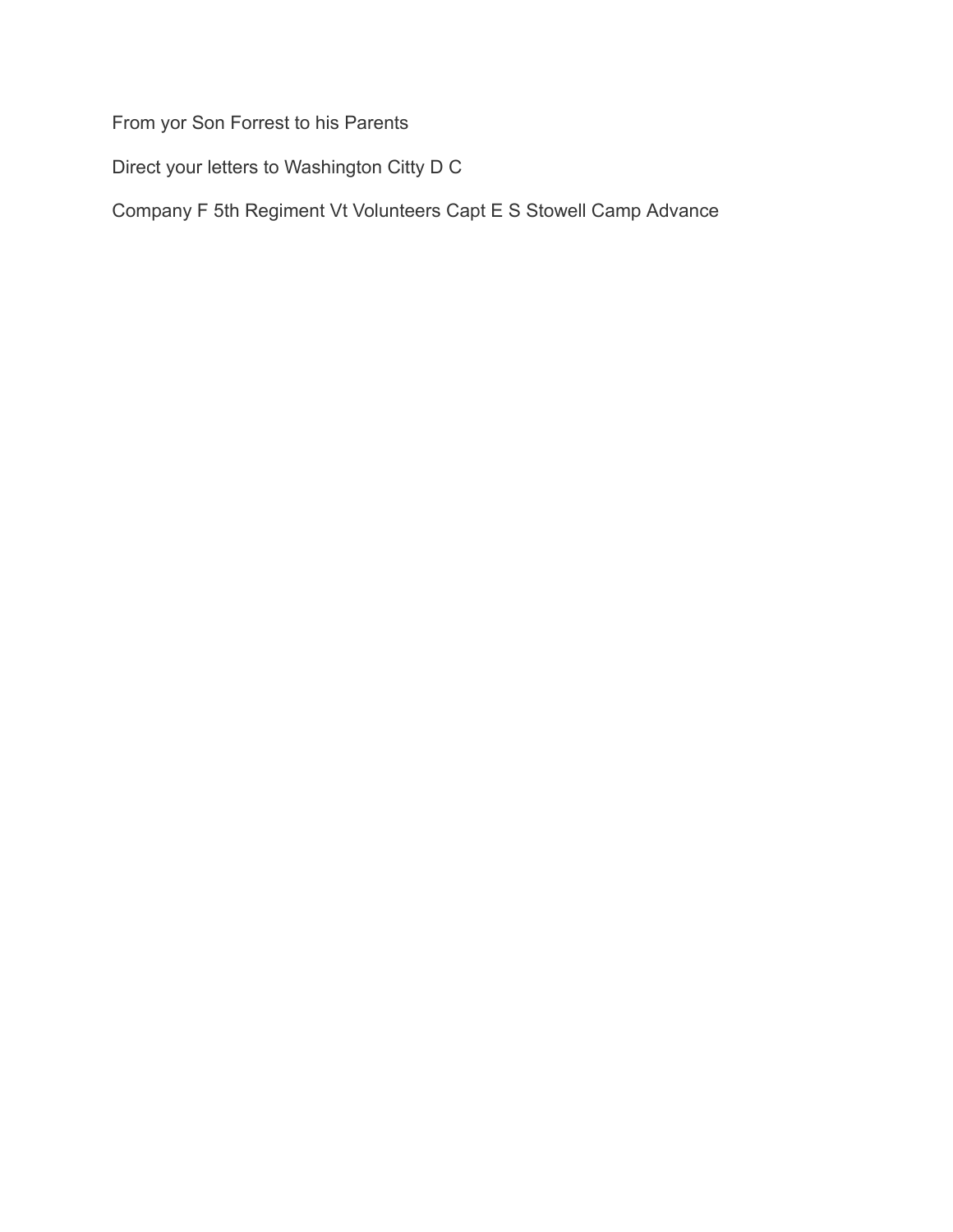From yor Son Forrest to his Parents

Direct your letters to Washington Citty D C

Company F 5th Regiment Vt Volunteers Capt E S Stowell Camp Advance